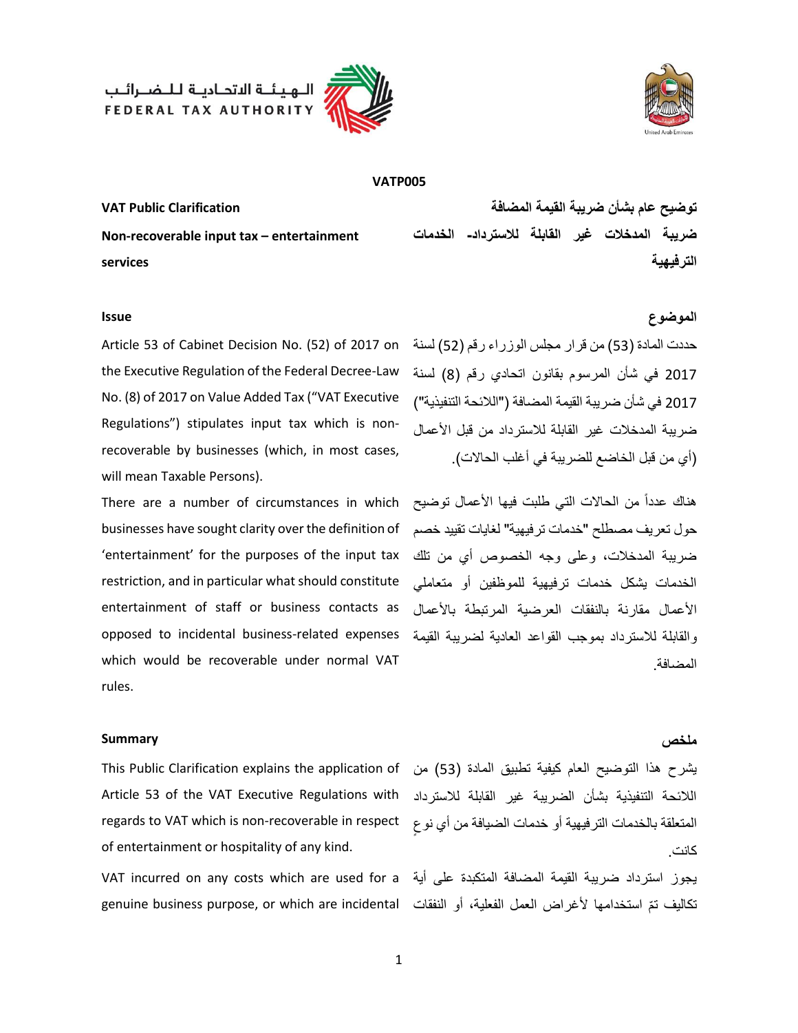الـهـيـئـة الاتحـاديـة لـلـضـرائـب
FEDERAL TAX AUTHORITY

**VATP005**

**VAT Public Clarification**

**Non-recoverable input tax – entertainment services**

**توضيح عام بشأن ضريبة القيمة المضافة**

**ضريبة المدخلات غير القابلة للاسترداد- الخدمات الترفيهية**

**Issue**

Article 53 of Cabinet Decision No. (52) of 2017 on the Executive Regulation of the Federal Decree-Law No. (8) of 2017 on Value Added Tax ("VAT Executive Regulations") stipulates input tax which is non-recoverable by businesses (which, in most cases, will mean Taxable Persons).

There are a number of circumstances in which businesses have sought clarity over the definition of 'entertainment' for the purposes of the input tax restriction, and in particular what should constitute entertainment of staff or business contacts as opposed to incidental business-related expenses which would be recoverable under normal VAT rules.

**الموضوع**

حددت المادة (53) من قرار مجلس الوزراء رقم (52) لسنة 2017 في شأن المرسوم بقانون اتحادي رقم (8) لسنة 2017 في شأن ضريبة القيمة المضافة ("اللائحة التنفيذية") ضريبة المدخلات غير القابلة للاسترداد من قبل الأعمال (أي من قبل الخاضع للضريبة في أغلب الحالات).

هناك عدداً من الحالات التي طلبت فيها الأعمال توضيح حول تعريف مصطلح "خدمات ترفيهية" لغايات تقييد خصم ضريبة المدخلات، وعلى وجه الخصوص أي من تلك الخدمات يشكل خدمات ترفيهية للموظفين أو متعاملي الأعمال مقارنة بالنفقات العرضية المرتبطة بالأعمال والقابلة للاسترداد بموجب القواعد العادية لضريبة القيمة المضافة.

**Summary**

This Public Clarification explains the application of Article 53 of the VAT Executive Regulations with regards to VAT which is non-recoverable in respect of entertainment or hospitality of any kind.

VAT incurred on any costs which are used for a genuine business purpose, or which are incidental

**ملخص**

يشرح هذا التوضيح العام كيفية تطبيق المادة (53) من اللائحة التنفيذية بشأن الضريبة غير القابلة للاسترداد المتعلقة بالخدمات الترفيهية أو خدمات الضيافة من أي نوع كانت.

يجوز استرداد ضريبة القيمة المضافة المتكبدة على أية تكاليف تمّ استخدامها لأغراض العمل الفعلية، أو النفقات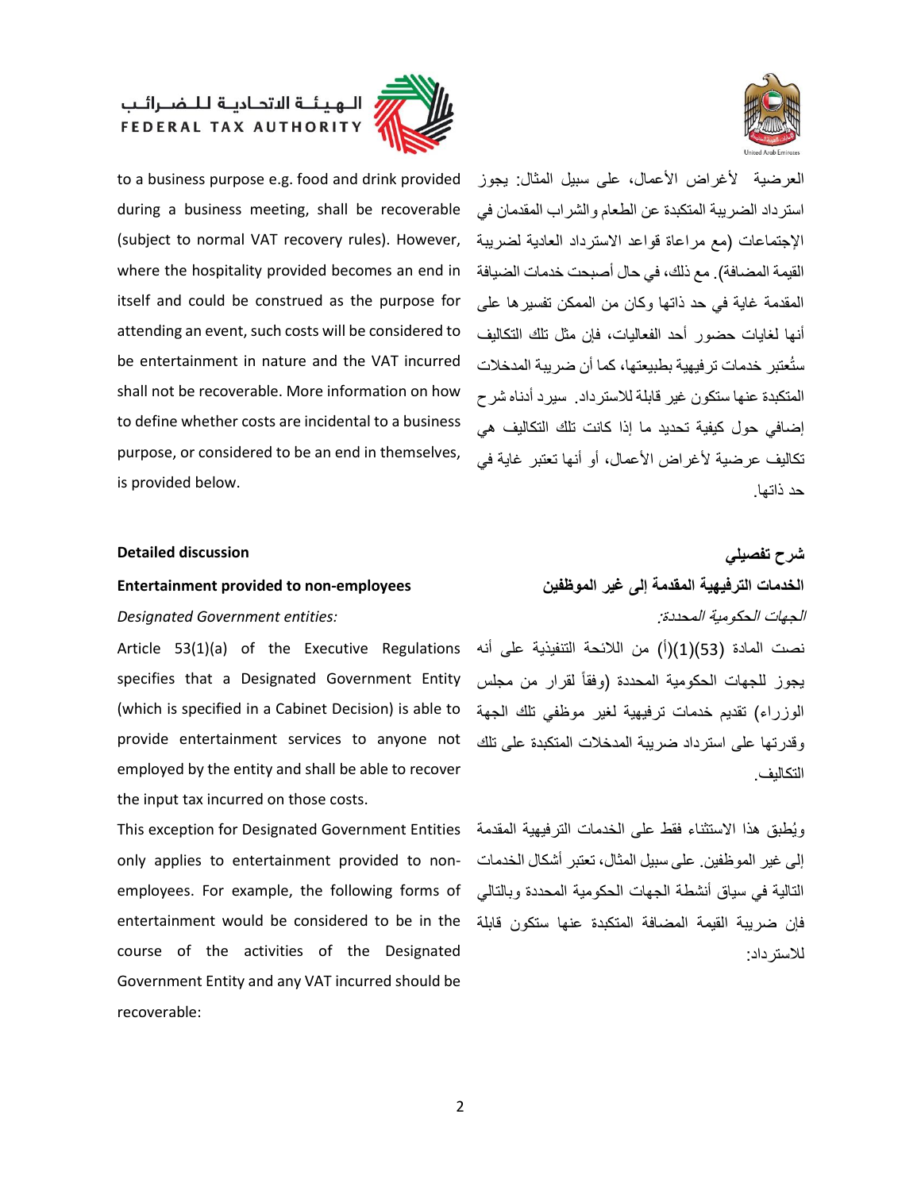to a business purpose e.g. food and drink provided during a business meeting, shall be recoverable (subject to normal VAT recovery rules). However, where the hospitality provided becomes an end in itself and could be construed as the purpose for attending an event, such costs will be considered to be entertainment in nature and the VAT incurred shall not be recoverable. More information on how to define whether costs are incidental to a business purpose, or considered to be an end in themselves, is provided below.

العرضية لأغراض الأعمال، على سبيل المثال: يجوز استرداد الضريبة المتكبدة عن الطعام والشراب المقدمان في الإجتماعات (مع مراعاة قواعد الاسترداد العادية لضريبة القيمة المضافة). مع ذلك، في حال أصبحت خدمات الضيافة المقدمة غاية في حد ذاتها وكان من الممكن تفسيرها على أنها لغايات حضور أحد الفعاليات، فإن مثل تلك التكاليف ستُعتبر خدمات ترفيهية بطبيعتها، كما أن ضريبة المدخلات المتكبدة عنها ستكون غير قابلة للاسترداد. سيرد أدناه شرح إضافي حول كيفية تحديد ما إذا كانت تلك التكاليف هي تكاليف عرضية لأغراض الأعمال، أو أنها تعتبر غاية في حد ذاتها.

**Detailed discussion**

**Entertainment provided to non-employees**

*Designated Government entities:*

Article 53(1)(a) of the Executive Regulations specifies that a Designated Government Entity (which is specified in a Cabinet Decision) is able to provide entertainment services to anyone not employed by the entity and shall be able to recover the input tax incurred on those costs.

This exception for Designated Government Entities only applies to entertainment provided to non-employees. For example, the following forms of entertainment would be considered to be in the course of the activities of the Designated Government Entity and any VAT incurred should be recoverable:

**شرح تفصيلي**

**الخدمات الترفيهية المقدمة إلى غير الموظفين**

*الجهات الحكومية المحددة:*

نصت المادة (53)(1)(أ) من اللائحة التنفيذية على أنه يجوز للجهات الحكومية المحددة (وفقاً لقرار من مجلس الوزراء) تقديم خدمات ترفيهية لغير موظفي تلك الجهة وقدرتها على استرداد ضريبة المدخلات المتكبدة على تلك التكاليف.

ويُطبق هذا الاستثناء فقط على الخدمات الترفيهية المقدمة إلى غير الموظفين. على سبيل المثال، تعتبر أشكال الخدمات التالية في سياق أنشطة الجهات الحكومية المحددة وبالتالي فإن ضريبة القيمة المضافة المتكبدة عنها ستكون قابلة للاسترداد: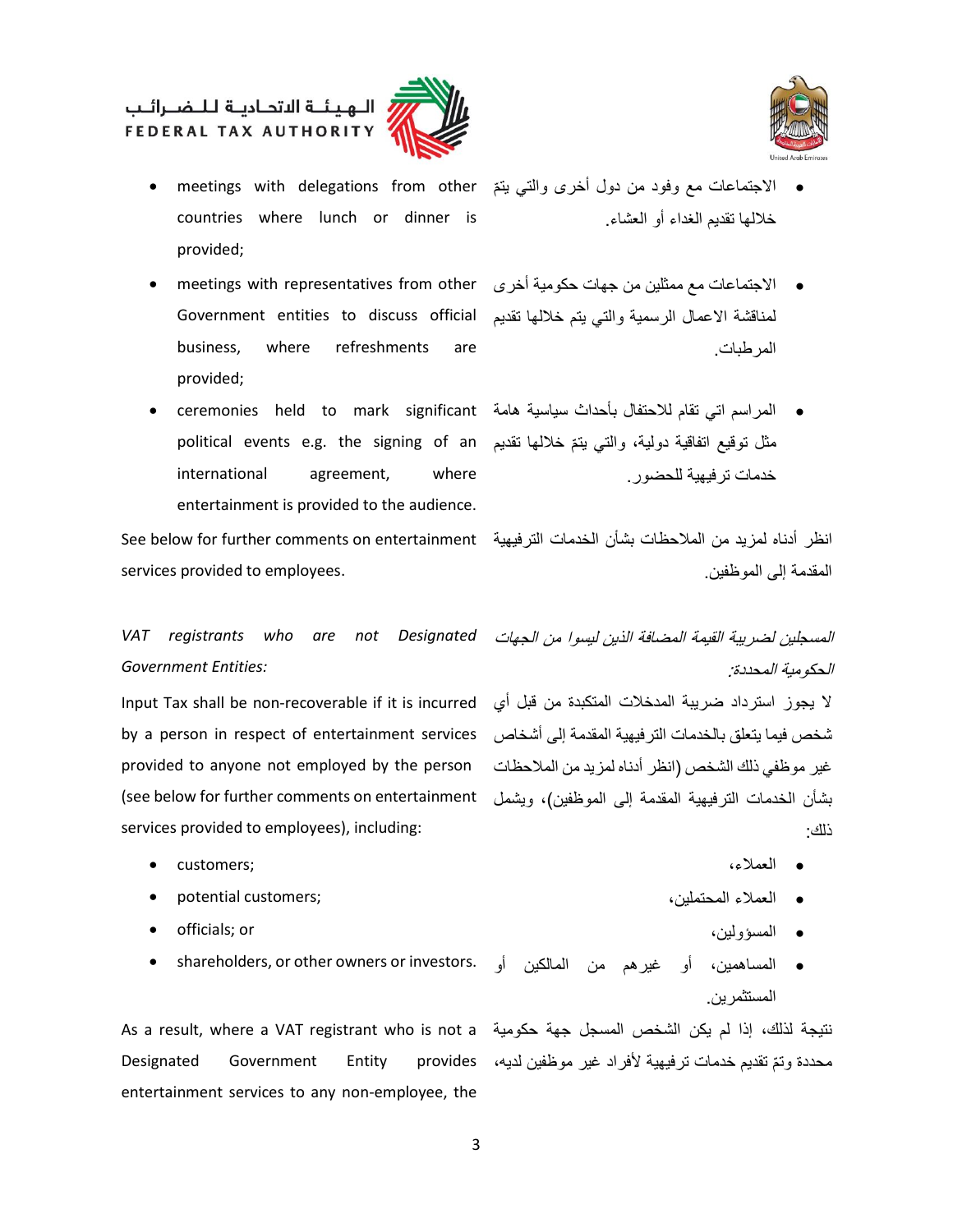- meetings with delegations from other countries where lunch or dinner is provided;
- meetings with representatives from other Government entities to discuss official business, where refreshments are provided;
- ceremonies held to mark significant political events e.g. the signing of an international agreement, where entertainment is provided to the audience.

- الاجتماعات مع وفود من دول أخرى والتي يتم خلالها تقديم الغداء أو العشاء.
- الاجتماعات مع ممثلين من جهات حكومية أخرى لمناقشة الاعمال الرسمية والتي يتم خلالها تقديم المرطبات.
- المراسم اتي تقام للاحتفال بأحداث سياسية هامة مثل توقيع اتفاقية دولية، والتي يتمّ خلالها تقديم خدمات ترفيهية للحضور.

See below for further comments on entertainment services provided to employees.

انظر أدناه لمزيد من الملاحظات بشأن الخدمات الترفيهية المقدمة إلى الموظفين.

*VAT registrants who are not Designated Government Entities:*

*المسجلين لضريبة القيمة المضافة الذين ليسوا من الجهات الحكومية المحددة:*

Input Tax shall be non-recoverable if it is incurred by a person in respect of entertainment services provided to anyone not employed by the person (see below for further comments on entertainment services provided to employees), including:

- customers;
- potential customers;
- officials; or
- shareholders, or other owners or investors.

لا يجوز استرداد ضريبة المدخلات المتكبدة من قبل أي شخص فيما يتعلق بالخدمات الترفيهية المقدمة إلى أشخاص غير موظفي ذلك الشخص (انظر أدناه لمزيد من الملاحظات بشأن الخدمات الترفيهية المقدمة إلى الموظفين)، ويشمل ذلك:

- العملاء،
- العملاء المحتملين،
- المسؤولين،
- المساهمين، أو غيرهم من المالكين أو المستثمرين.

As a result, where a VAT registrant who is not a Designated Government Entity provides entertainment services to any non-employee, the

نتيجة لذلك، إذا لم يكن الشخص المسجل جهة حكومية محددة وتمّ تقديم خدمات ترفيهية لأفراد غير موظفين لديه،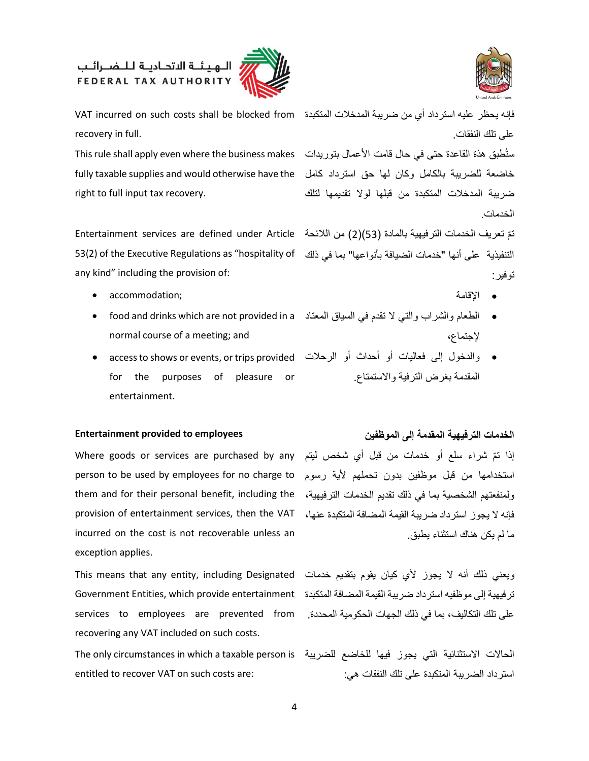VAT incurred on such costs shall be blocked from recovery in full.

فإنه يحظر عليه استرداد أي من ضريبة المدخلات المتكبدة على تلك النفقات.

This rule shall apply even where the business makes fully taxable supplies and would otherwise have the right to full input tax recovery.

ستُطبق هذة القاعدة حتى في حال قامت الأعمال بتوريدات خاضعة للضريبة بالكامل وكان لها حق استرداد كامل ضريبة المدخلات المتكبدة من قبلها لولا تقديمها لتلك الخدمات.

Entertainment services are defined under Article 53(2) of the Executive Regulations as "hospitality of any kind" including the provision of:

- accommodation;
- food and drinks which are not provided in a normal course of a meeting; and
- access to shows or events, or trips provided for the purposes of pleasure or entertainment.

تمّ تعريف الخدمات الترفيهية بالمادة (53)(2) من اللائحة التنفيذية على أنها "خدمات الضيافة بأنواعها" بما في ذلك توفير:

- الإقامة
- الطعام والشراب والتي لا تقدم في السياق المعتاد لإجتماع،
- والدخول إلى فعاليات أو أحداث أو الرحلات المقدمة بغرض الترفية والاستمتاع.

**Entertainment provided to employees**

**الخدمات الترفيهية المقدمة إلى الموظفين**

Where goods or services are purchased by any person to be used by employees for no charge to them and for their personal benefit, including the provision of entertainment services, then the VAT incurred on the cost is not recoverable unless an exception applies.

إذا تمّ شراء سلع أو خدمات من قبل أي شخص ليتم استخدامها من قبل موظفين بدون تحملهم لأية رسوم ولمنفعتهم الشخصية بما في ذلك تقديم الخدمات الترفيهية، فإنه لا يجوز استرداد ضريبة القيمة المضافة المتكبدة عنها، ما لم يكن هناك استثناء يطبق.

This means that any entity, including Designated Government Entities, which provide entertainment services to employees are prevented from recovering any VAT included on such costs.

ويعني ذلك أنه لا يجوز لأي كيان يقوم بتقديم خدمات ترفيهية إلى موظفيه استرداد ضريبة القيمة المضافة المتكبدة على تلك التكاليف، بما في ذلك الجهات الحكومية المحددة.

The only circumstances in which a taxable person is entitled to recover VAT on such costs are:

الحالات الاستثنائية التي يجوز فيها للخاضع للضريبة استرداد الضريبة المتكبدة على تلك النفقات هي: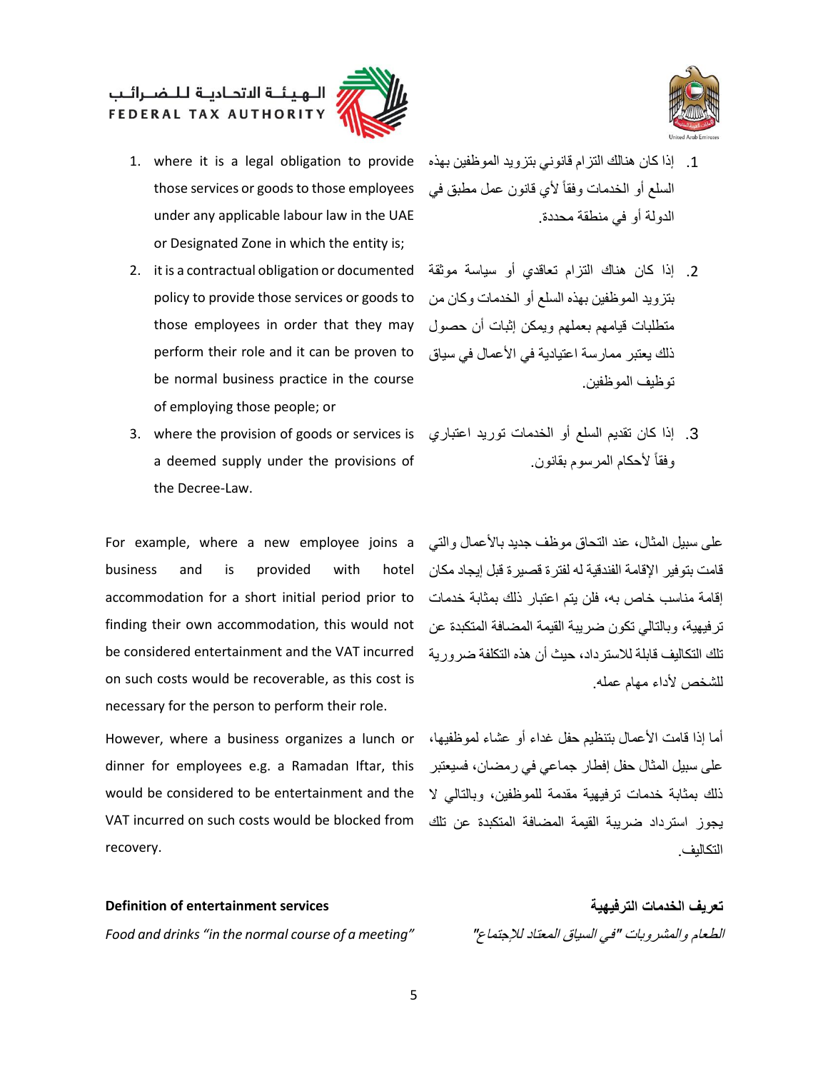1. where it is a legal obligation to provide those services or goods to those employees under any applicable labour law in the UAE or Designated Zone in which the entity is;
2. it is a contractual obligation or documented policy to provide those services or goods to those employees in order that they may perform their role and it can be proven to be normal business practice in the course of employing those people; or
3. where the provision of goods or services is a deemed supply under the provisions of the Decree-Law.

1. إذا كان هنالك التزام قانوني بتزويد الموظفين بهذه السلع أو الخدمات وفقاً لأي قانون عمل مطبق في الدولة أو في منطقة محددة.
2. إذا كان هناك التزام تعاقدي أو سياسة موثقة بتزويد الموظفين بهذه السلع أو الخدمات وكان من متطلبات قيامهم بعملهم ويمكن إثبات أن حصول ذلك يعتبر ممارسة اعتيادية في الأعمال في سياق توظيف الموظفين.
3. إذا كان تقديم السلع أو الخدمات توريد اعتباري وفقاً لأحكام المرسوم بقانون.

For example, where a new employee joins a business and is provided with hotel accommodation for a short initial period prior to finding their own accommodation, this would not be considered entertainment and the VAT incurred on such costs would be recoverable, as this cost is necessary for the person to perform their role.

على سبيل المثال، عند التحاق موظف جديد بالأعمال والتي قامت بتوفير الإقامة الفندقية له لفترة قصيرة قبل إيجاد مكان إقامة مناسب خاص به، فلن يتم اعتبار ذلك بمثابة خدمات ترفيهية، وبالتالي تكون ضريبة القيمة المضافة المتكبدة عن تلك التكاليف قابلة للاسترداد، حيث أن هذه التكلفة ضرورية للشخص لأداء مهام عمله.

However, where a business organizes a lunch or dinner for employees e.g. a Ramadan Iftar, this would be considered to be entertainment and the VAT incurred on such costs would be blocked from recovery.

أما إذا قامت الأعمال بتنظيم حفل غداء أو عشاء لموظفيها، على سبيل المثال حفل إفطار جماعي في رمضان، فسيعتبر ذلك بمثابة خدمات ترفيهية مقدمة للموظفين، وبالتالي لا يجوز استرداد ضريبة القيمة المضافة المتكبدة عن تلك التكاليف.

**Definition of entertainment services**

**تعريف الخدمات الترفيهية**

*Food and drinks "in the normal course of a meeting"*

*الطعام والمشروبات "في السياق المعتاد للإجتماع"*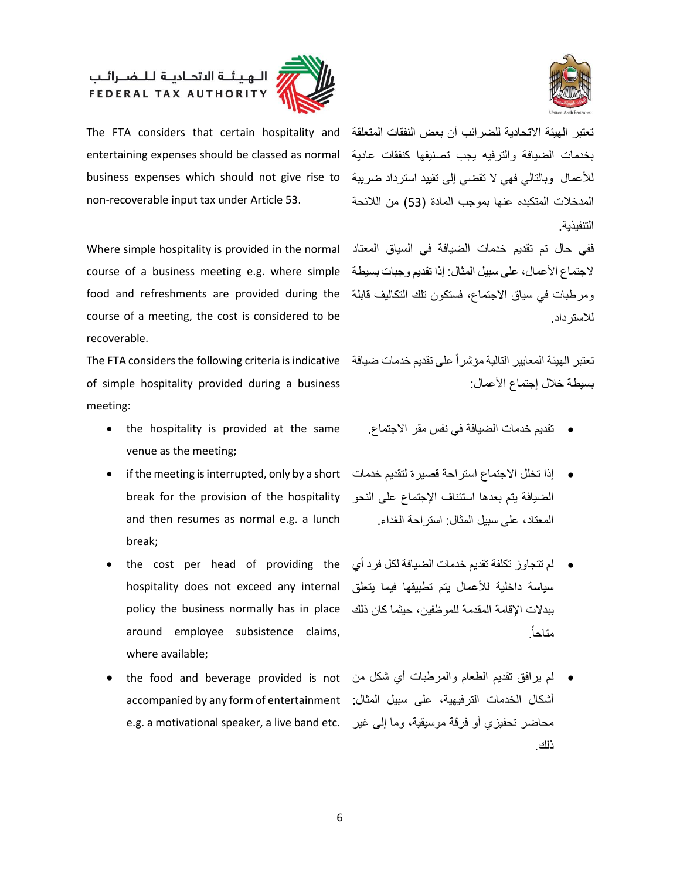The FTA considers that certain hospitality and entertaining expenses should be classed as normal business expenses which should not give rise to non-recoverable input tax under Article 53.

تعتبر الهيئة الاتحادية للضرائب أن بعض النفقات المتعلقة بخدمات الضيافة والترفيه يجب تصنيفها كنفقات عادية للأعمال وبالتالي فهي لا تقضي إلى تقييد استرداد ضريبة المدخلات المتكبده عنها بموجب المادة (53) من اللائحة التنفيذية.

Where simple hospitality is provided in the normal course of a business meeting e.g. where simple food and refreshments are provided during the course of a meeting, the cost is considered to be recoverable.

ففي حال تم تقديم خدمات الضيافة في السياق المعتاد لاجتماع الأعمال، على سبيل المثال: إذا تقديم وجبات بسيطة ومرطبات في سياق الاجتماع، فستكون تلك التكاليف قابلة للاسترداد.

The FTA considers the following criteria is indicative of simple hospitality provided during a business meeting:

- the hospitality is provided at the same venue as the meeting;
- if the meeting is interrupted, only by a short break for the provision of the hospitality and then resumes as normal e.g. a lunch break;
- the cost per head of providing the hospitality does not exceed any internal policy the business normally has in place around employee subsistence claims, where available;
- the food and beverage provided is not accompanied by any form of entertainment e.g. a motivational speaker, a live band etc.

تعتبر الهيئة المعايير التالية مؤشراً على تقديم خدمات ضيافة بسيطة خلال إجتماع الأعمال:

- تقديم خدمات الضيافة في نفس مقر الاجتماع.
- إذا تخلل الاجتماع استراحة قصيرة لتقديم خدمات الضيافة يتم بعدها استئناف الإجتماع على النحو المعتاد، على سبيل المثال: استراحة الغداء.
- لم تتجاوز تكلفة تقديم خدمات الضيافة لكل فرد أي سياسة داخلية للأعمال يتم تطبيقها فيما يتعلق ببدلات الإقامة المقدمة للموظفين، حيثما كان ذلك متاحاً.
- لم يرافق تقديم الطعام والمرطبات أي شكل من أشكال الخدمات الترفيهية، على سبيل المثال: محاضر تحفيزي أو فرقة موسيقية، وما إلى غير ذلك.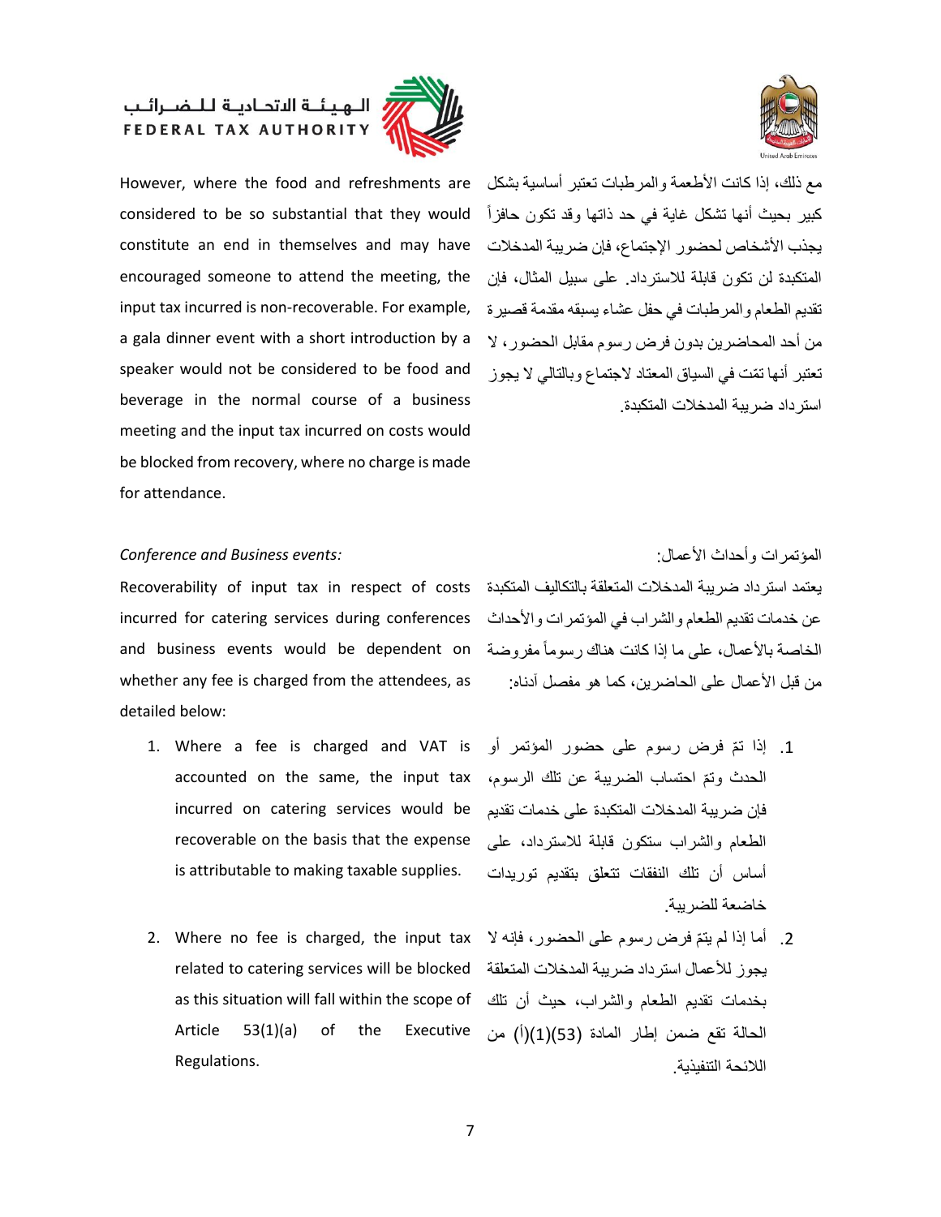However, where the food and refreshments are considered to be so substantial that they would constitute an end in themselves and may have encouraged someone to attend the meeting, the input tax incurred is non-recoverable. For example, a gala dinner event with a short introduction by a speaker would not be considered to be food and beverage in the normal course of a business meeting and the input tax incurred on costs would be blocked from recovery, where no charge is made for attendance.

مع ذلك، إذا كانت الأطعمة والمرطبات تعتبر أساسية بشكل كبير بحيث أنها تشكل غاية في حد ذاتها وقد تكون حافزاً يجذب الأشخاص لحضور الإجتماع، فإن ضريبة المدخلات المتكبدة لن تكون قابلة للاسترداد. على سبيل المثال، فإن تقديم الطعام والمرطبات في حفل عشاء يسبقه مقدمة قصيرة من أحد المحاضرين بدون فرض رسوم مقابل الحضور، لا تعتبر أنها تمّت في السياق المعتاد لاجتماع وبالتالي لا يجوز استرداد ضريبة المدخلات المتكبدة.

*Conference and Business events:*

Recoverability of input tax in respect of costs incurred for catering services during conferences and business events would be dependent on whether any fee is charged from the attendees, as detailed below:

1. Where a fee is charged and VAT is accounted on the same, the input tax incurred on catering services would be recoverable on the basis that the expense is attributable to making taxable supplies.
2. Where no fee is charged, the input tax related to catering services will be blocked as this situation will fall within the scope of Article 53(1)(a) of the Executive Regulations.

المؤتمرات وأحداث الأعمال:

يعتمد استرداد ضريبة المدخلات المتعلقة بالتكاليف المتكبدة عن خدمات تقديم الطعام والشراب في المؤتمرات والأحداث الخاصة بالأعمال، على ما إذا كانت هناك رسوماً مفروضة من قبل الأعمال على الحاضرين، كما هو مفصل أدناه:

1. إذا تمّ فرض رسوم على حضور المؤتمر أو الحدث وتمّ احتساب الضريبة عن تلك الرسوم، فإن ضريبة المدخلات المتكبدة على خدمات تقديم الطعام والشراب ستكون قابلة للاسترداد، على أساس أن تلك النفقات تتعلق بتقديم توريدات خاضعة للضريبة.
2. أما إذا لم يتمّ فرض رسوم على الحضور، فإنه لا يجوز للأعمال استرداد ضريبة المدخلات المتعلقة بخدمات تقديم الطعام والشراب، حيث أن تلك الحالة تقع ضمن إطار المادة (53)(1)(أ) من اللائحة التنفيذية.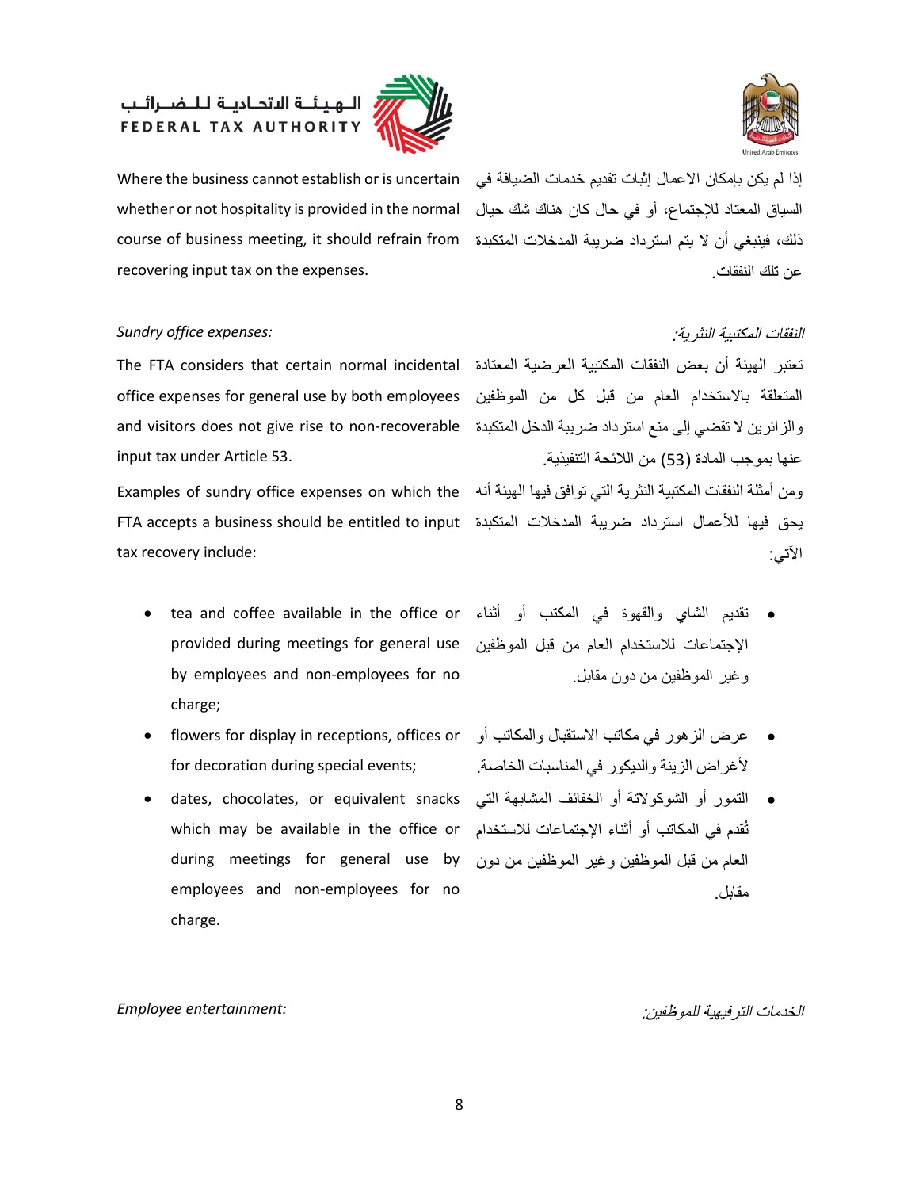Where the business cannot establish or is uncertain whether or not hospitality is provided in the normal course of business meeting, it should refrain from recovering input tax on the expenses.

إذا لم يكن بإمكان الاعمال إثبات تقديم خدمات الضيافة في السياق المعتاد للإجتماع، أو في حال كان هناك شك حيال ذلك، فينبغي أن لا يتم استرداد ضريبة المدخلات المتكبدة عن تلك النفقات.

*Sundry office expenses:*

*النفقات المكتبية النثرية:*

The FTA considers that certain normal incidental office expenses for general use by both employees and visitors does not give rise to non-recoverable input tax under Article 53.

تعتبر الهيئة أن بعض النفقات المكتبية العرضية المعتادة المتعلقة بالاستخدام العام من قبل كل من الموظفين والزائرين لا تقضي إلى منع استرداد ضريبة الدخل المتكبدة عنها بموجب المادة (53) من اللائحة التنفيذية.

Examples of sundry office expenses on which the FTA accepts a business should be entitled to input tax recovery include:

ومن أمثلة النفقات المكتبية النثرية التي توافق فيها الهيئة أنه يحق فيها للأعمال استرداد ضريبة المدخلات المتكبدة الآتي:

- tea and coffee available in the office or provided during meetings for general use by employees and non-employees for no charge;
- flowers for display in receptions, offices or for decoration during special events;
- dates, chocolates, or equivalent snacks which may be available in the office or during meetings for general use by employees and non-employees for no charge.

- تقديم الشاي والقهوة في المكتب أو أثناء الإجتماعات للاستخدام العام من قبل الموظفين وغير الموظفين من دون مقابل.
- عرض الزهور في مكاتب الاستقبال والمكاتب أو لأغراض الزينة والديكور في المناسبات الخاصة.
- التمور أو الشوكولاتة أو الخفائف المشابهة التي تُقدم في المكاتب أو أثناء الإجتماعات للاستخدام العام من قبل الموظفين وغير الموظفين من دون مقابل.

*Employee entertainment:*

*الخدمات الترفيهية للموظفين:*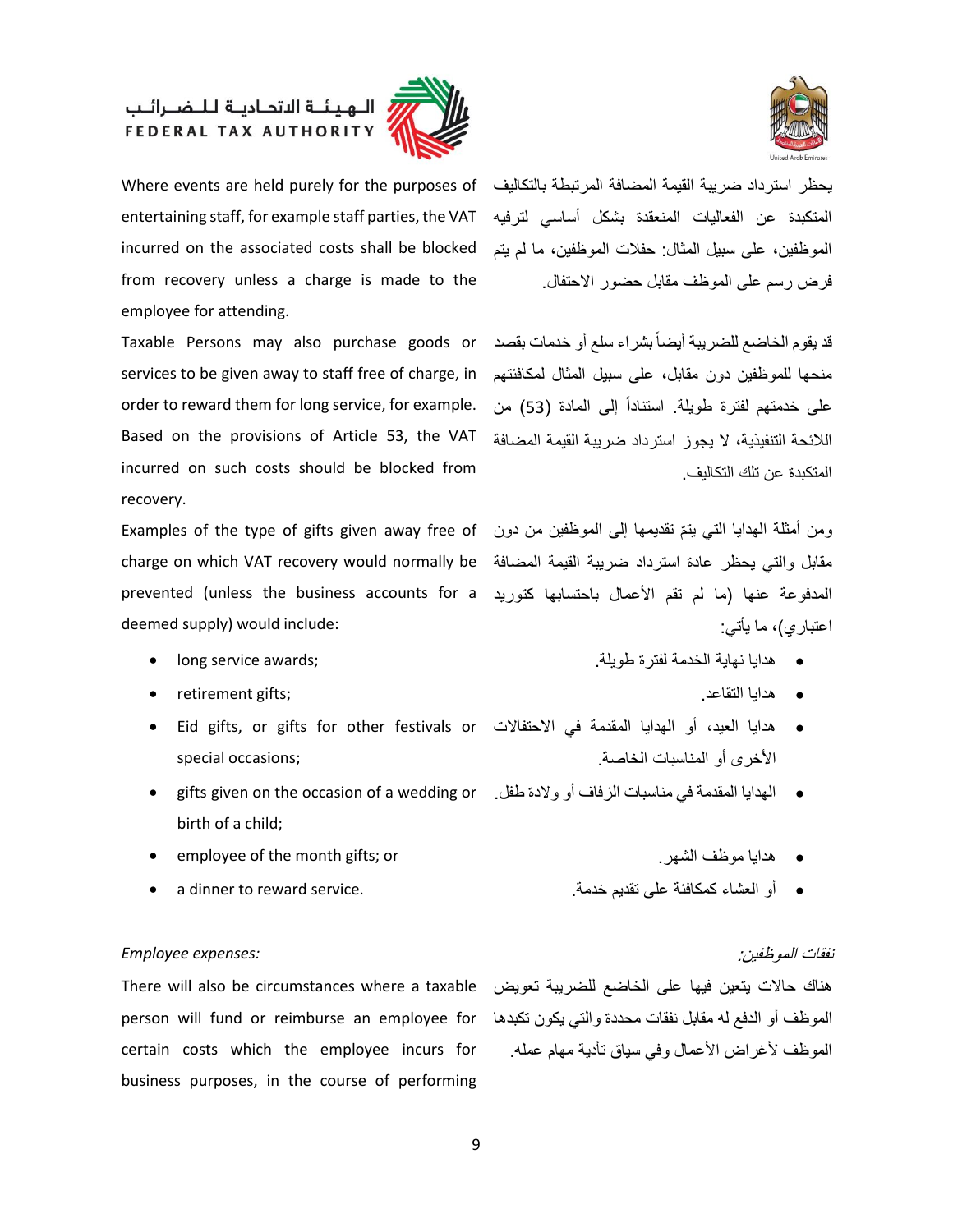Where events are held purely for the purposes of entertaining staff, for example staff parties, the VAT incurred on the associated costs shall be blocked from recovery unless a charge is made to the employee for attending.

يحظر استرداد ضريبة القيمة المضافة المرتبطة بالتكاليف المتكبدة عن الفعاليات المنعقدة بشكل أساسي لترفيه الموظفين، على سبيل المثال: حفلات الموظفين، ما لم يتم فرض رسم على الموظف مقابل حضور الاحتفال.

Taxable Persons may also purchase goods or services to be given away to staff free of charge, in order to reward them for long service, for example. Based on the provisions of Article 53, the VAT incurred on such costs should be blocked from recovery.

قد يقوم الخاضع للضريبة أيضاً بشراء سلع أو خدمات بقصد منحها للموظفين دون مقابل، على سبيل المثال لمكافئتهم على خدمتهم لفترة طويلة. استناداً إلى المادة (53) من اللائحة التنفيذية، لا يجوز استرداد ضريبة القيمة المضافة المتكبدة عن تلك التكاليف.

Examples of the type of gifts given away free of charge on which VAT recovery would normally be prevented (unless the business accounts for a deemed supply) would include:

- long service awards;
- retirement gifts;
- Eid gifts, or gifts for other festivals or special occasions;
- gifts given on the occasion of a wedding or birth of a child;
- employee of the month gifts; or
- a dinner to reward service.

ومن أمثلة الهدايا التي يتمّ تقديمها إلى الموظفين من دون مقابل والتي يحظر عادة استرداد ضريبة القيمة المضافة المدفوعة عنها (ما لم تقم الأعمال باحتسابها كتوريد اعتباري)، ما يأتي:

- هدايا نهاية الخدمة لفترة طويلة.
- هدايا التقاعد.
- هدايا العيد، أو الهدايا المقدمة في الاحتفالات الأخرى أو المناسبات الخاصة.
- الهدايا المقدمة في مناسبات الزفاف أو ولادة طفل.
- هدايا موظف الشهر.
- أو العشاء كمكافئة على تقديم خدمة.

*Employee expenses:*

There will also be circumstances where a taxable person will fund or reimburse an employee for certain costs which the employee incurs for business purposes, in the course of performing

*نفقات الموظفين:*

هناك حالات يتعين فيها على الخاضع للضريبة تعويض الموظف أو الدفع له مقابل نفقات محددة والتي يكون تكبدها الموظف لأغراض الأعمال وفي سياق تأدية مهام عمله.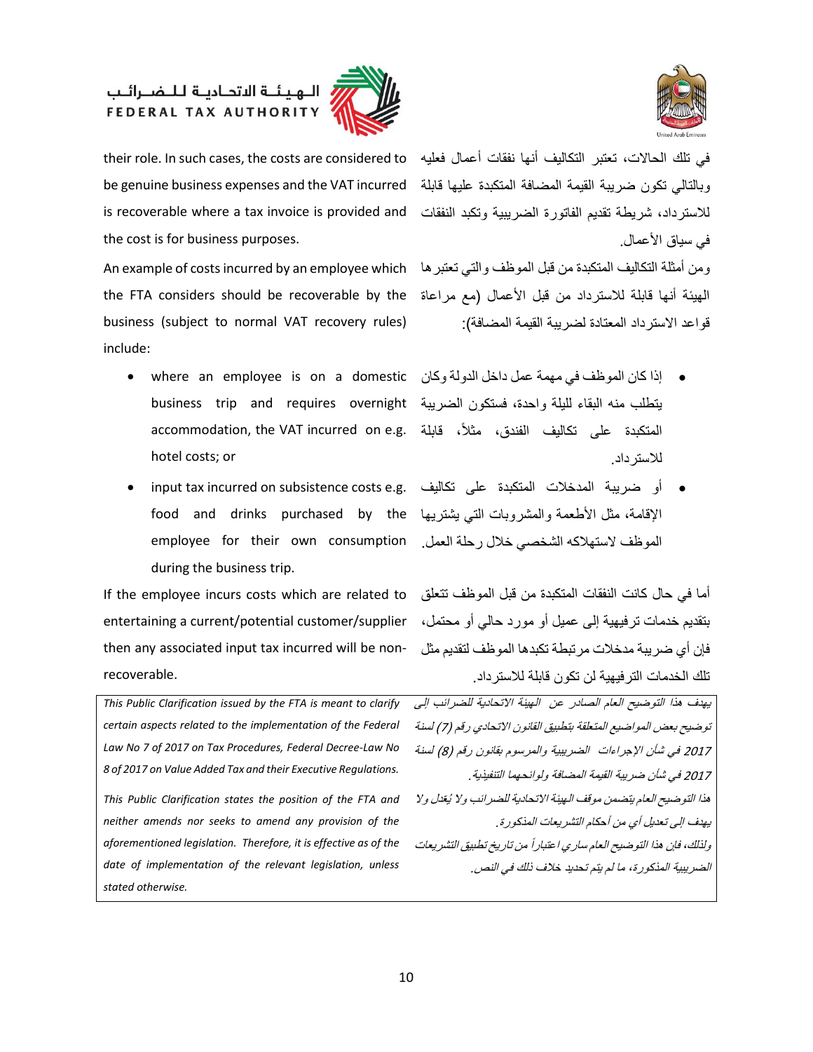their role. In such cases, the costs are considered to be genuine business expenses and the VAT incurred is recoverable where a tax invoice is provided and the cost is for business purposes.

An example of costs incurred by an employee which the FTA considers should be recoverable by the business (subject to normal VAT recovery rules) include:

- where an employee is on a domestic business trip and requires overnight accommodation, the VAT incurred on e.g. hotel costs; or
- input tax incurred on subsistence costs e.g. food and drinks purchased by the employee for their own consumption during the business trip.

If the employee incurs costs which are related to entertaining a current/potential customer/supplier then any associated input tax incurred will be non-recoverable.

في تلك الحالات، تعتبر التكاليف أنها نفقات أعمال فعليه وبالتالي تكون ضريبة القيمة المضافة المتكبدة عليها قابلة للاسترداد، شريطة تقديم الفاتورة الضريبية وتكبد النفقات في سياق الأعمال.

ومن أمثلة التكاليف المتكبدة من قبل الموظف والتي تعتبرها الهيئة أنها قابلة للاسترداد من قبل الأعمال (مع مراعاة قواعد الاسترداد المعتادة لضريبة القيمة المضافة):

- إذا كان الموظف في مهمة عمل داخل الدولة وكان يتطلب منه البقاء لليلة واحدة، فستكون الضريبة المتكبدة على تكاليف الفندق، مثلاً، قابلة للاسترداد.
- أو ضريبة المدخلات المتكبدة على تكاليف الإقامة، مثل الأطعمة والمشروبات التي يشتريها الموظف لاستهلاكه الشخصي خلال رحلة العمل.

أما في حال كانت النفقات المتكبدة من قبل الموظف تتعلق بتقديم خدمات ترفيهية إلى عميل أو مورد حالي أو محتمل، فإن أي ضريبة مدخلات مرتبطة تكبدها الموظف لتقديم مثل تلك الخدمات الترفيهية لن تكون قابلة للاسترداد.

*This Public Clarification issued by the FTA is meant to clarify certain aspects related to the implementation of the Federal Law No 7 of 2017 on Tax Procedures, Federal Decree-Law No 8 of 2017 on Value Added Tax and their Executive Regulations.*

*This Public Clarification states the position of the FTA and neither amends nor seeks to amend any provision of the aforementioned legislation. Therefore, it is effective as of the date of implementation of the relevant legislation, unless stated otherwise.*

*يهدف هذا التوضيح العام الصادر عن الهيئة الاتحادية للضرائب إلى توضيح بعض المواضيع المتعلقة بتطبيق القانون الاتحادي رقم (7) لسنة 2017 في شأن الإجراءات الضريبية والمرسوم بقانون رقم (8) لسنة 2017 في شأن ضريبة القيمة المضافة ولوائحهما التنفيذية.*

*هذا التوضيح العام يتضمن موقف الهيئة الاتحادية للضرائب ولا يُعدل ولا يهدف إلى تعديل أي من أحكام التشريعات المذكورة.*

*ولذلك، فإن هذا التوضيح العام ساري اعتباراً من تاريخ تطبيق التشريعات الضريبية المذكورة، ما لم يتم تحديد خلاف ذلك في النص.*